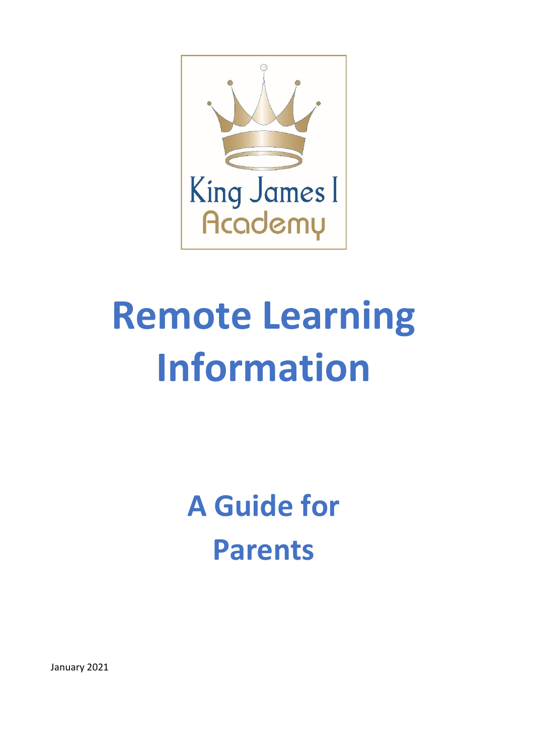King James I Academy

# Remote Learning Information

## A Guide for Parents

January 2021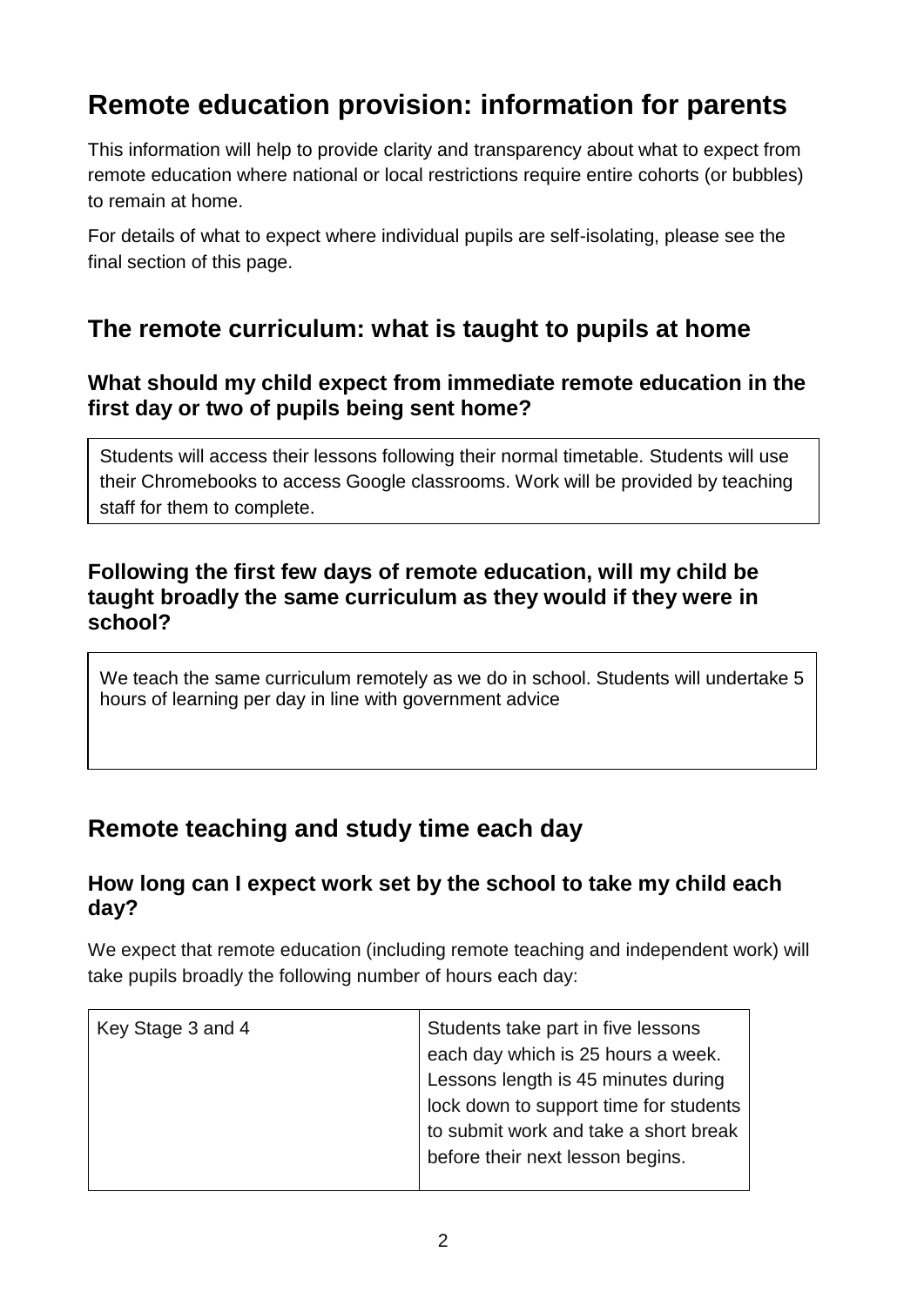# Remote education provision: information for parents

This information will help to provide clarity and transparency about what to expect from remote education where national or local restrictions require entire cohorts (or bubbles) to remain at home.

For details of what to expect where individual pupils are self-isolating, please see the final section of this page.

## The remote curriculum: what is taught to pupils at home

### What should my child expect from immediate remote education in the first day or two of pupils being sent home?

Students will access their lessons following their normal timetable. Students will use their Chromebooks to access Google classrooms. Work will be provided by teaching staff for them to complete.

### Following the first few days of remote education, will my child be taught broadly the same curriculum as they would if they were in school?

We teach the same curriculum remotely as we do in school. Students will undertake 5 hours of learning per day in line with government advice

## Remote teaching and study time each day

### How long can I expect work set by the school to take my child each day?

We expect that remote education (including remote teaching and independent work) will take pupils broadly the following number of hours each day:

| | |
|---|---|
| Key Stage 3 and 4 | Students take part in five lessons each day which is 25 hours a week. Lessons length is 45 minutes during lock down to support time for students to submit work and take a short break before their next lesson begins. |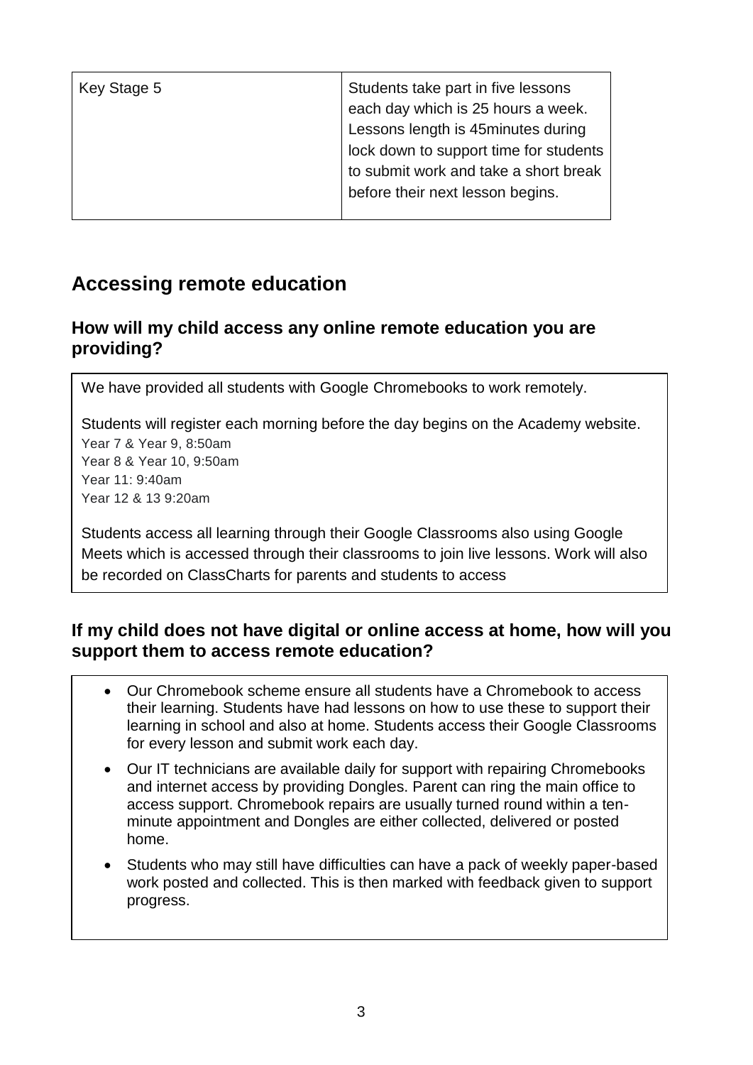| Key Stage 5 | Students take part in five lessons each day which is 25 hours a week. Lessons length is 45minutes during lock down to support time for students to submit work and take a short break before their next lesson begins. |
|---|---|

## Accessing remote education

### How will my child access any online remote education you are providing?

We have provided all students with Google Chromebooks to work remotely.

Students will register each morning before the day begins on the Academy website.
Year 7 & Year 9, 8:50am
Year 8 & Year 10, 9:50am
Year 11: 9:40am
Year 12 & 13 9:20am

Students access all learning through their Google Classrooms also using Google Meets which is accessed through their classrooms to join live lessons. Work will also be recorded on ClassCharts for parents and students to access

### If my child does not have digital or online access at home, how will you support them to access remote education?

- Our Chromebook scheme ensure all students have a Chromebook to access their learning. Students have had lessons on how to use these to support their learning in school and also at home. Students access their Google Classrooms for every lesson and submit work each day.
- Our IT technicians are available daily for support with repairing Chromebooks and internet access by providing Dongles. Parent can ring the main office to access support. Chromebook repairs are usually turned round within a ten-minute appointment and Dongles are either collected, delivered or posted home.
- Students who may still have difficulties can have a pack of weekly paper-based work posted and collected. This is then marked with feedback given to support progress.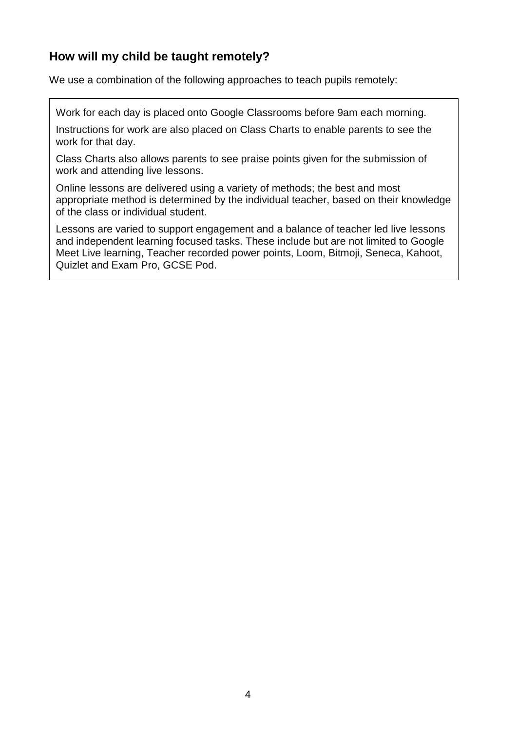## How will my child be taught remotely?

We use a combination of the following approaches to teach pupils remotely:

Work for each day is placed onto Google Classrooms before 9am each morning.

Instructions for work are also placed on Class Charts to enable parents to see the work for that day.

Class Charts also allows parents to see praise points given for the submission of work and attending live lessons.

Online lessons are delivered using a variety of methods; the best and most appropriate method is determined by the individual teacher, based on their knowledge of the class or individual student.

Lessons are varied to support engagement and a balance of teacher led live lessons and independent learning focused tasks. These include but are not limited to Google Meet Live learning, Teacher recorded power points, Loom, Bitmoji, Seneca, Kahoot, Quizlet and Exam Pro, GCSE Pod.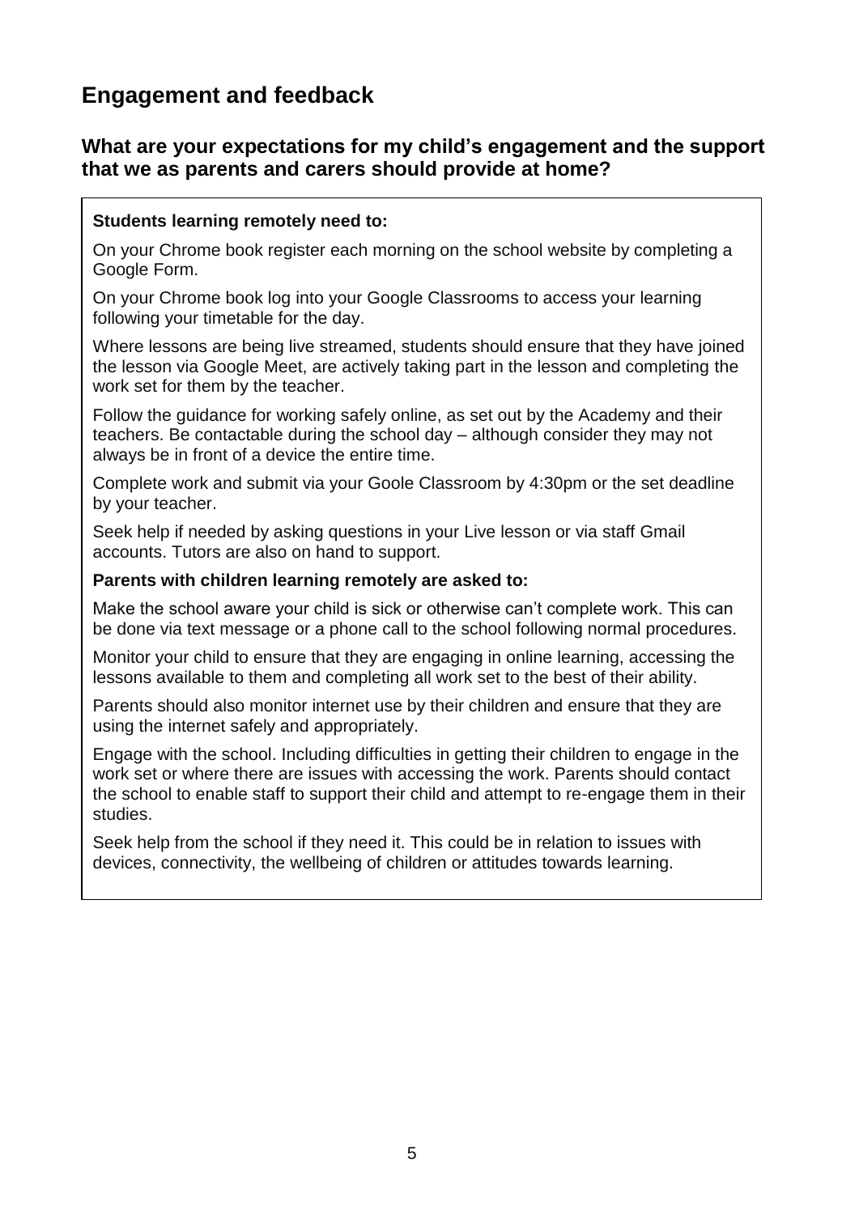## Engagement and feedback

### What are your expectations for my child's engagement and the support that we as parents and carers should provide at home?

**Students learning remotely need to:**

On your Chrome book register each morning on the school website by completing a Google Form.

On your Chrome book log into your Google Classrooms to access your learning following your timetable for the day.

Where lessons are being live streamed, students should ensure that they have joined the lesson via Google Meet, are actively taking part in the lesson and completing the work set for them by the teacher.

Follow the guidance for working safely online, as set out by the Academy and their teachers. Be contactable during the school day – although consider they may not always be in front of a device the entire time.

Complete work and submit via your Goole Classroom by 4:30pm or the set deadline by your teacher.

Seek help if needed by asking questions in your Live lesson or via staff Gmail accounts. Tutors are also on hand to support.

**Parents with children learning remotely are asked to:**

Make the school aware your child is sick or otherwise can't complete work. This can be done via text message or a phone call to the school following normal procedures.

Monitor your child to ensure that they are engaging in online learning, accessing the lessons available to them and completing all work set to the best of their ability.

Parents should also monitor internet use by their children and ensure that they are using the internet safely and appropriately.

Engage with the school. Including difficulties in getting their children to engage in the work set or where there are issues with accessing the work. Parents should contact the school to enable staff to support their child and attempt to re-engage them in their studies.

Seek help from the school if they need it. This could be in relation to issues with devices, connectivity, the wellbeing of children or attitudes towards learning.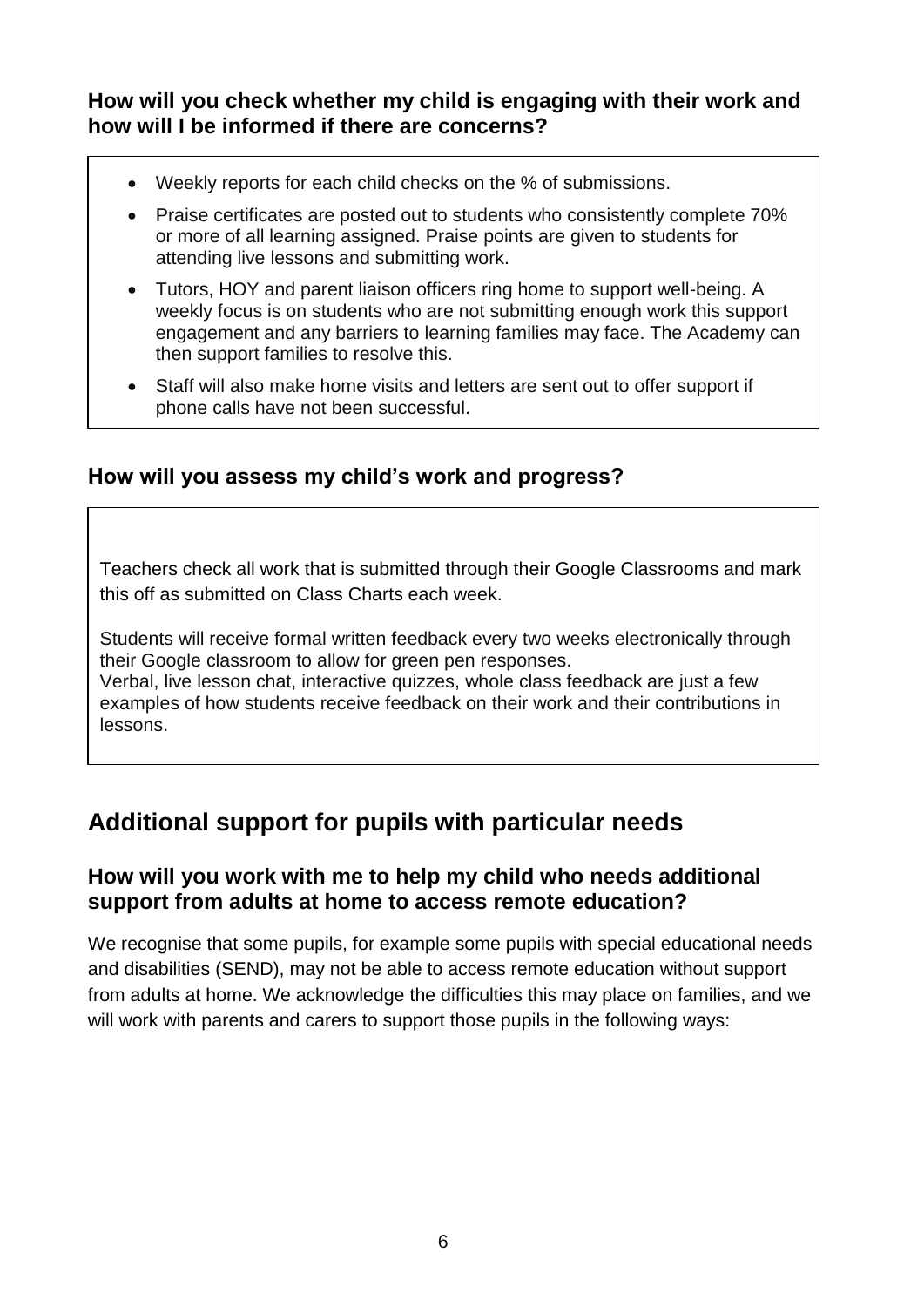### How will you check whether my child is engaging with their work and how will I be informed if there are concerns?

- Weekly reports for each child checks on the % of submissions.
- Praise certificates are posted out to students who consistently complete 70% or more of all learning assigned. Praise points are given to students for attending live lessons and submitting work.
- Tutors, HOY and parent liaison officers ring home to support well-being. A weekly focus is on students who are not submitting enough work this support engagement and any barriers to learning families may face. The Academy can then support families to resolve this.
- Staff will also make home visits and letters are sent out to offer support if phone calls have not been successful.

### How will you assess my child's work and progress?

Teachers check all work that is submitted through their Google Classrooms and mark this off as submitted on Class Charts each week.

Students will receive formal written feedback every two weeks electronically through their Google classroom to allow for green pen responses.
Verbal, live lesson chat, interactive quizzes, whole class feedback are just a few examples of how students receive feedback on their work and their contributions in lessons.

## Additional support for pupils with particular needs

### How will you work with me to help my child who needs additional support from adults at home to access remote education?

We recognise that some pupils, for example some pupils with special educational needs and disabilities (SEND), may not be able to access remote education without support from adults at home. We acknowledge the difficulties this may place on families, and we will work with parents and carers to support those pupils in the following ways: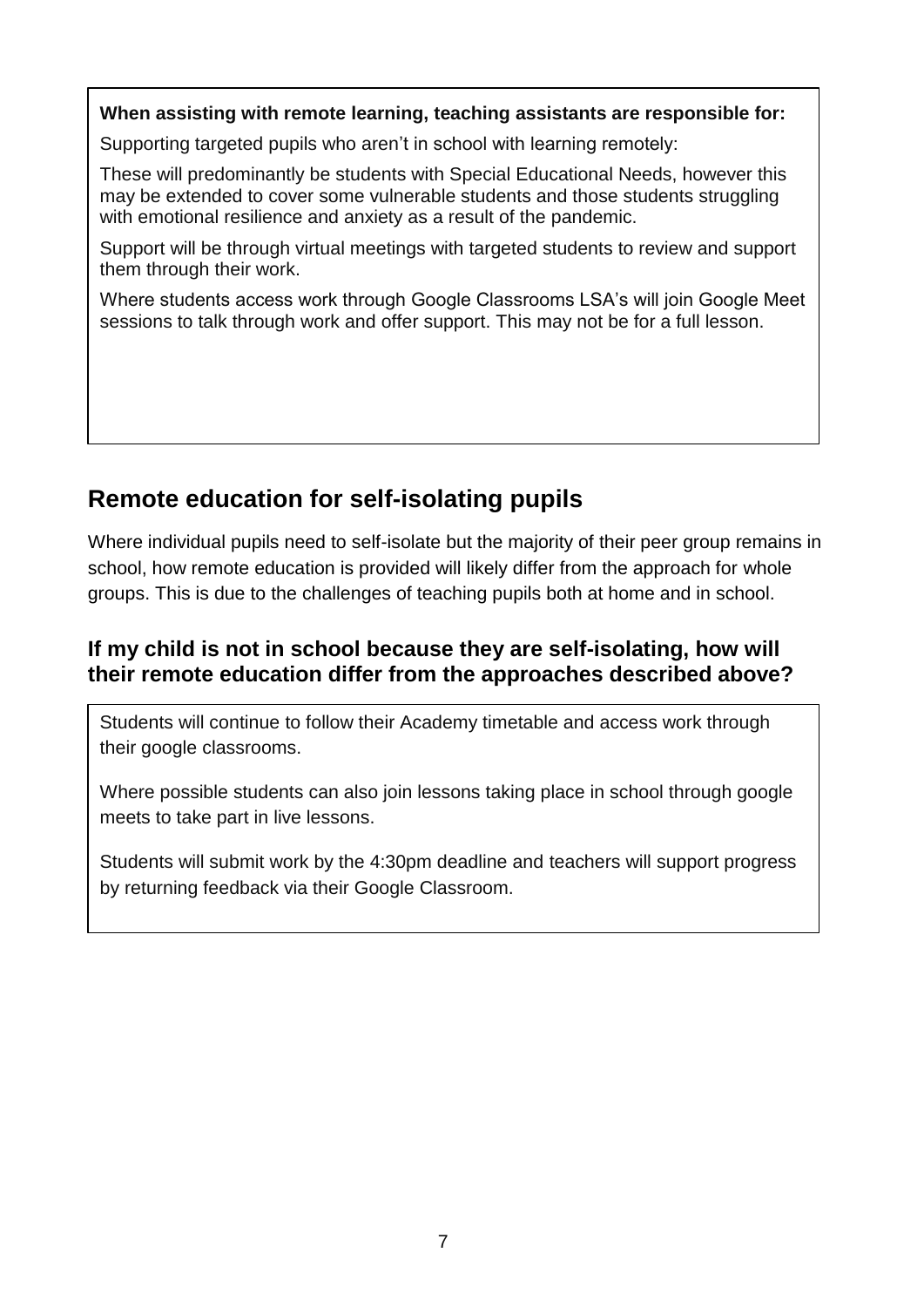**When assisting with remote learning, teaching assistants are responsible for:**

Supporting targeted pupils who aren't in school with learning remotely:

These will predominantly be students with Special Educational Needs, however this may be extended to cover some vulnerable students and those students struggling with emotional resilience and anxiety as a result of the pandemic.

Support will be through virtual meetings with targeted students to review and support them through their work.

Where students access work through Google Classrooms LSA's will join Google Meet sessions to talk through work and offer support. This may not be for a full lesson.

## Remote education for self-isolating pupils

Where individual pupils need to self-isolate but the majority of their peer group remains in school, how remote education is provided will likely differ from the approach for whole groups. This is due to the challenges of teaching pupils both at home and in school.

### If my child is not in school because they are self-isolating, how will their remote education differ from the approaches described above?

Students will continue to follow their Academy timetable and access work through their google classrooms.

Where possible students can also join lessons taking place in school through google meets to take part in live lessons.

Students will submit work by the 4:30pm deadline and teachers will support progress by returning feedback via their Google Classroom.